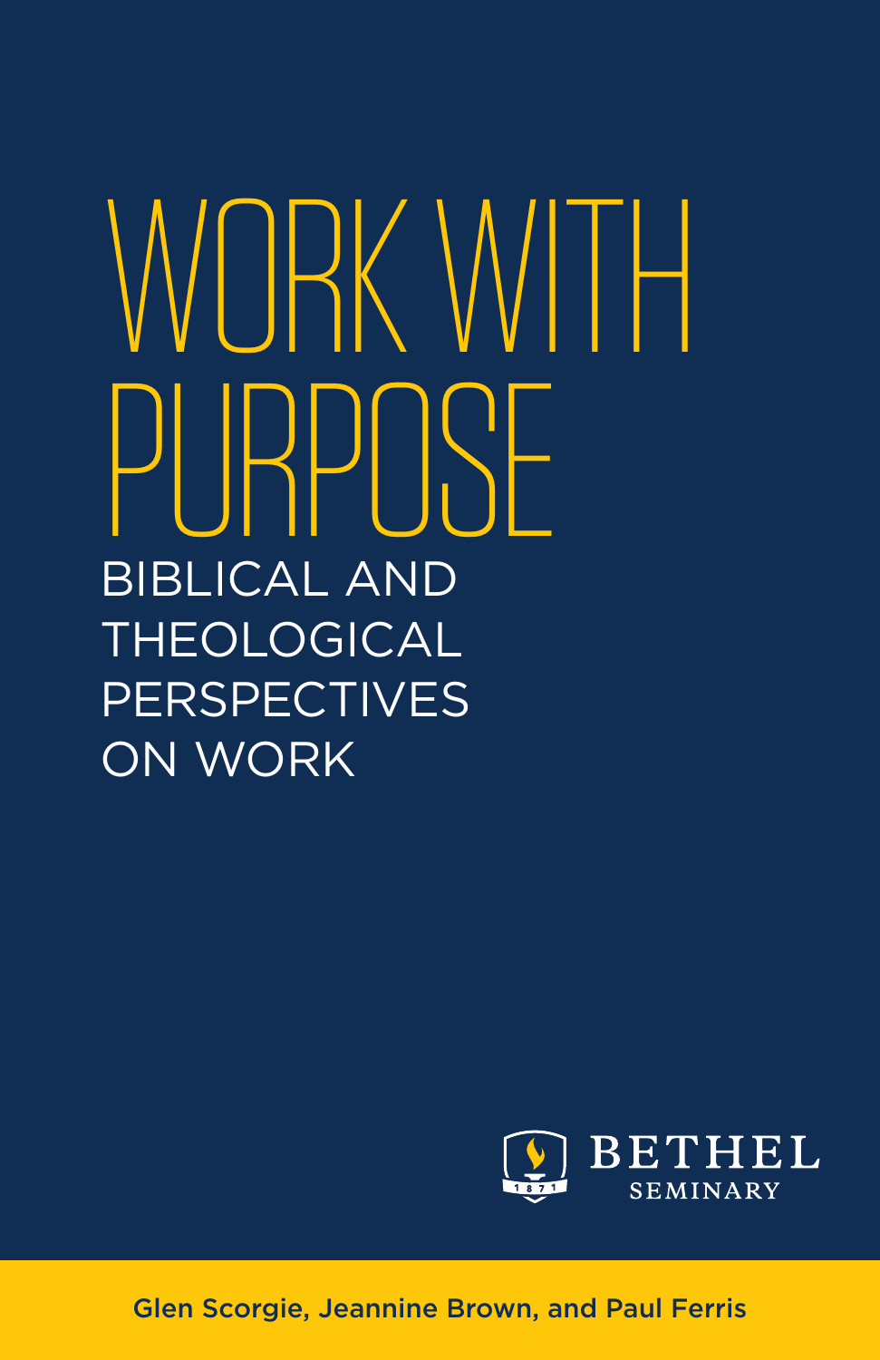# WORK WITH PURPOSE

## BIBLICAL AND THEOLOGICAL PERSPECTIVES ON WORK

BETHEL SEMINARY

1871

Glen Scorgie, Jeannine Brown, and Paul Ferris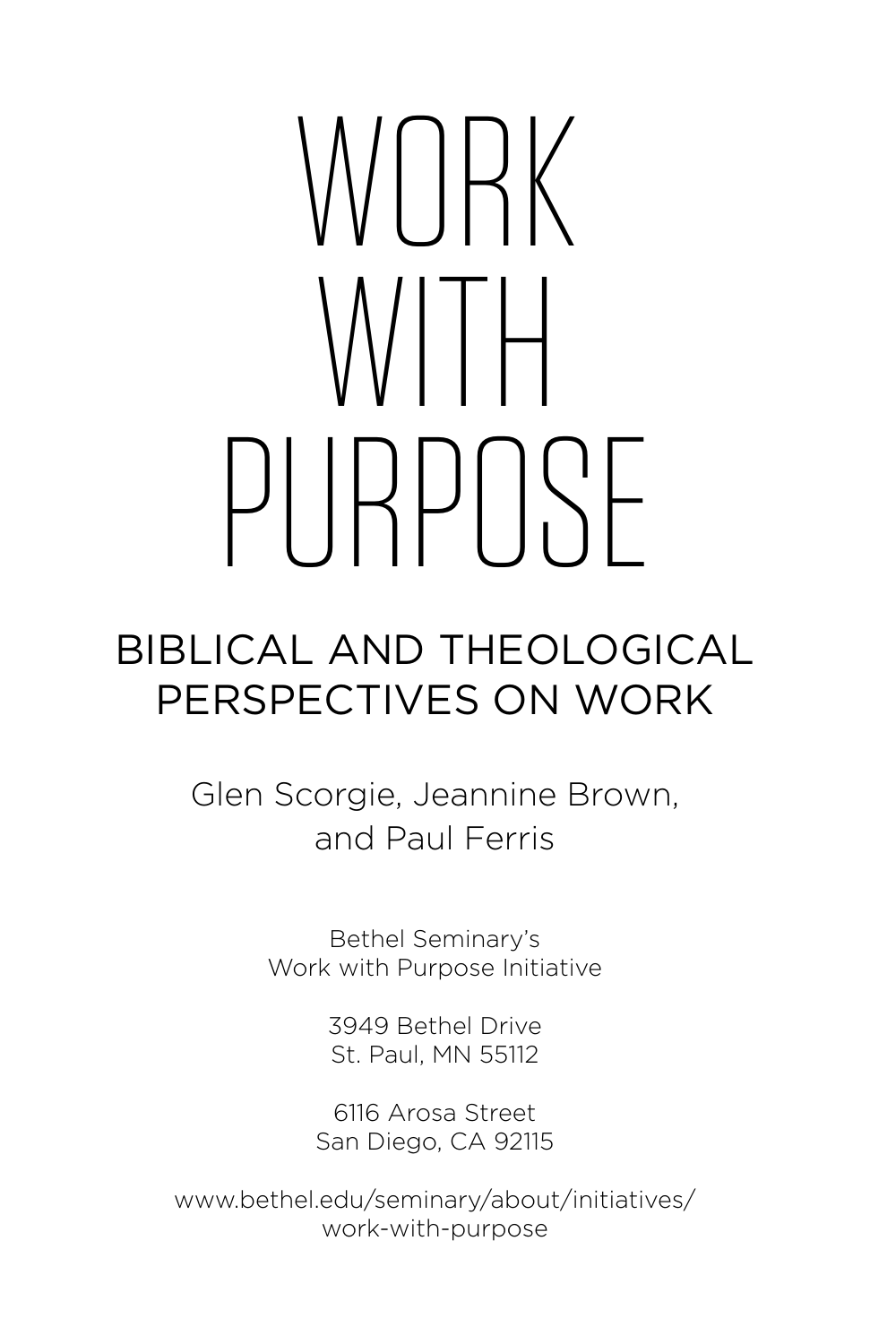# WORK WITH PURPOSE

## BIBLICAL AND THEOLOGICAL PERSPECTIVES ON WORK

Glen Scorgie, Jeannine Brown, and Paul Ferris

Bethel Seminary's
Work with Purpose Initiative

3949 Bethel Drive
St. Paul, MN 55112

6116 Arosa Street
San Diego, CA 92115

www.bethel.edu/seminary/about/initiatives/work-with-purpose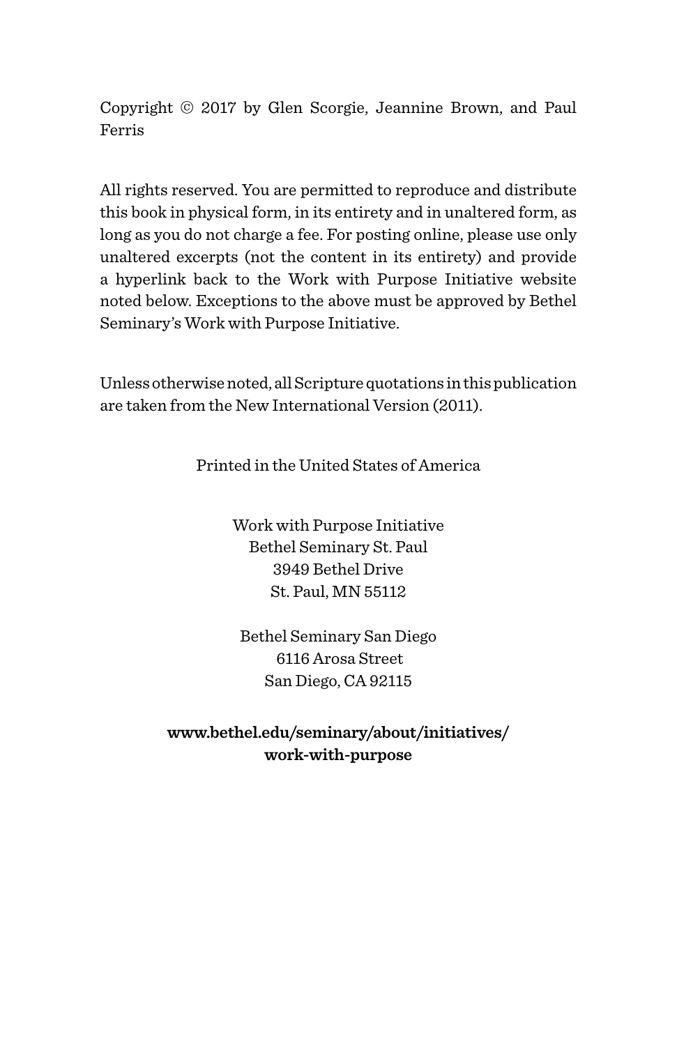Copyright © 2017 by Glen Scorgie, Jeannine Brown, and Paul Ferris

All rights reserved. You are permitted to reproduce and distribute this book in physical form, in its entirety and in unaltered form, as long as you do not charge a fee. For posting online, please use only unaltered excerpts (not the content in its entirety) and provide a hyperlink back to the Work with Purpose Initiative website noted below. Exceptions to the above must be approved by Bethel Seminary's Work with Purpose Initiative.

Unless otherwise noted, all Scripture quotations in this publication are taken from the New International Version (2011).

Printed in the United States of America

Work with Purpose Initiative
Bethel Seminary St. Paul
3949 Bethel Drive
St. Paul, MN 55112

Bethel Seminary San Diego
6116 Arosa Street
San Diego, CA 92115

**www.bethel.edu/seminary/about/initiatives/work-with-purpose**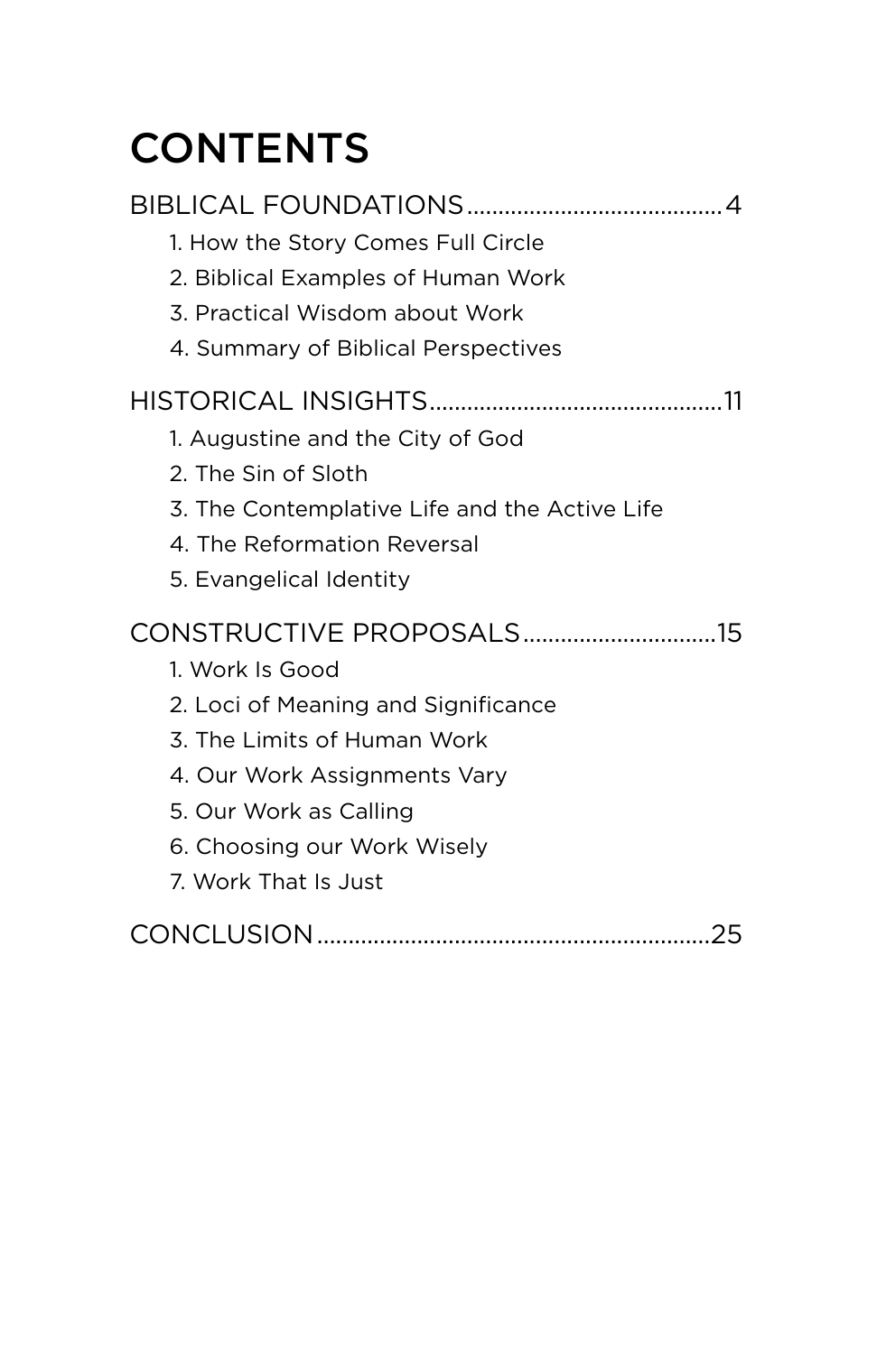# CONTENTS

BIBLICAL FOUNDATIONS........................................4

1. How the Story Comes Full Circle
2. Biblical Examples of Human Work
3. Practical Wisdom about Work
4. Summary of Biblical Perspectives

HISTORICAL INSIGHTS...............................................11

1. Augustine and the City of God
2. The Sin of Sloth
3. The Contemplative Life and the Active Life
4. The Reformation Reversal
5. Evangelical Identity

CONSTRUCTIVE PROPOSALS...............................15

1. Work Is Good
2. Loci of Meaning and Significance
3. The Limits of Human Work
4. Our Work Assignments Vary
5. Our Work as Calling
6. Choosing our Work Wisely
7. Work That Is Just

CONCLUSION..............................................................25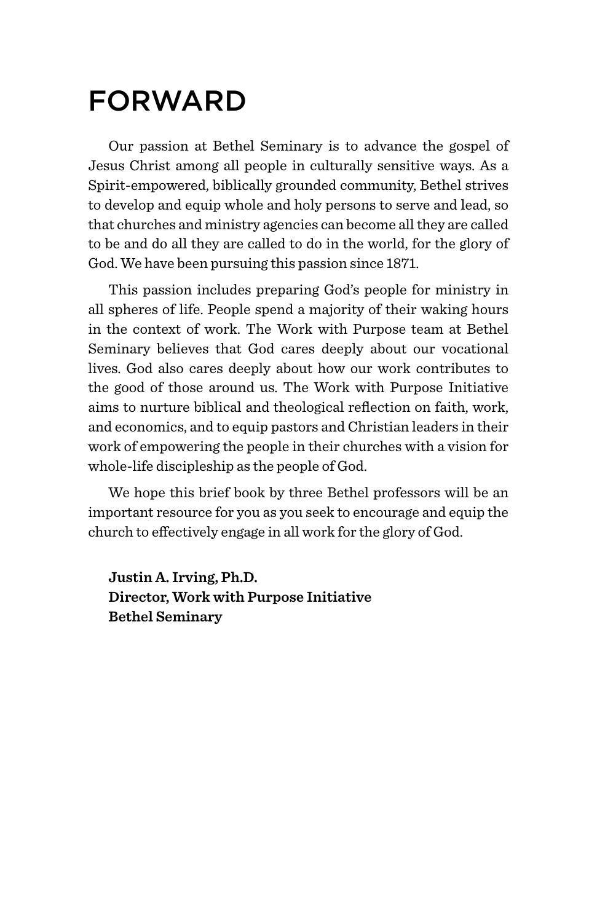# FORWARD

Our passion at Bethel Seminary is to advance the gospel of Jesus Christ among all people in culturally sensitive ways. As a Spirit-empowered, biblically grounded community, Bethel strives to develop and equip whole and holy persons to serve and lead, so that churches and ministry agencies can become all they are called to be and do all they are called to do in the world, for the glory of God. We have been pursuing this passion since 1871.

This passion includes preparing God's people for ministry in all spheres of life. People spend a majority of their waking hours in the context of work. The Work with Purpose team at Bethel Seminary believes that God cares deeply about our vocational lives. God also cares deeply about how our work contributes to the good of those around us. The Work with Purpose Initiative aims to nurture biblical and theological reflection on faith, work, and economics, and to equip pastors and Christian leaders in their work of empowering the people in their churches with a vision for whole-life discipleship as the people of God.

We hope this brief book by three Bethel professors will be an important resource for you as you seek to encourage and equip the church to effectively engage in all work for the glory of God.

**Justin A. Irving, Ph.D.**
**Director, Work with Purpose Initiative**
**Bethel Seminary**